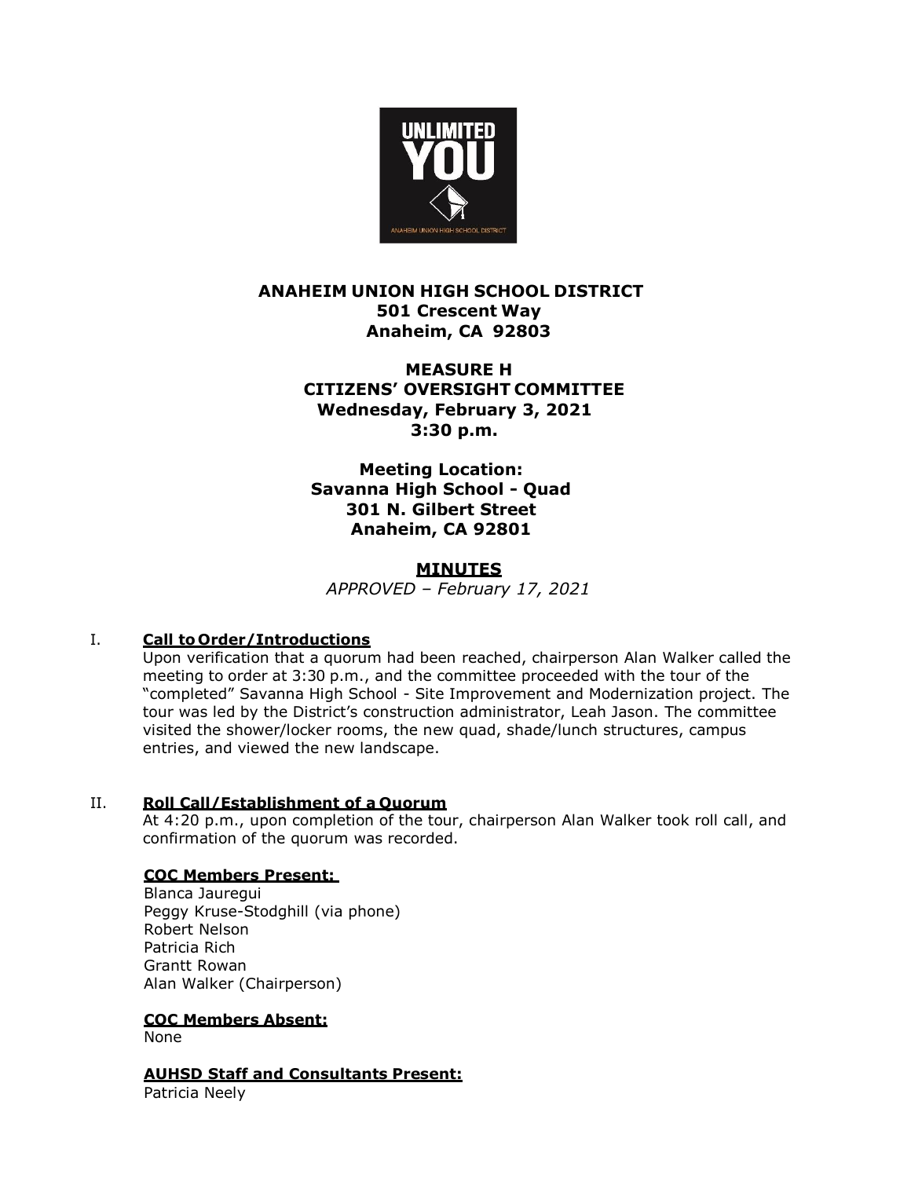**ANAHEIM UNION HIGH SCHOOL DISTRICT**
**501 Crescent Way**
**Anaheim, CA 92803**

**MEASURE H**
**CITIZENS' OVERSIGHT COMMITTEE**
**Wednesday, February 3, 2021**
**3:30 p.m.**

**Meeting Location:**
**Savanna High School - Quad**
**301 N. Gilbert Street**
**Anaheim, CA 92801**

# MINUTES

*APPROVED – February 17, 2021*

## I. Call to Order/Introductions

Upon verification that a quorum had been reached, chairperson Alan Walker called the meeting to order at 3:30 p.m., and the committee proceeded with the tour of the "completed" Savanna High School - Site Improvement and Modernization project. The tour was led by the District's construction administrator, Leah Jason. The committee visited the shower/locker rooms, the new quad, shade/lunch structures, campus entries, and viewed the new landscape.

## II. Roll Call/Establishment of a Quorum

At 4:20 p.m., upon completion of the tour, chairperson Alan Walker took roll call, and confirmation of the quorum was recorded.

**COC Members Present:**

Blanca Jauregui
Peggy Kruse-Stodghill (via phone)
Robert Nelson
Patricia Rich
Grantt Rowan
Alan Walker (Chairperson)

**COC Members Absent:**

None

**AUHSD Staff and Consultants Present:**

Patricia Neely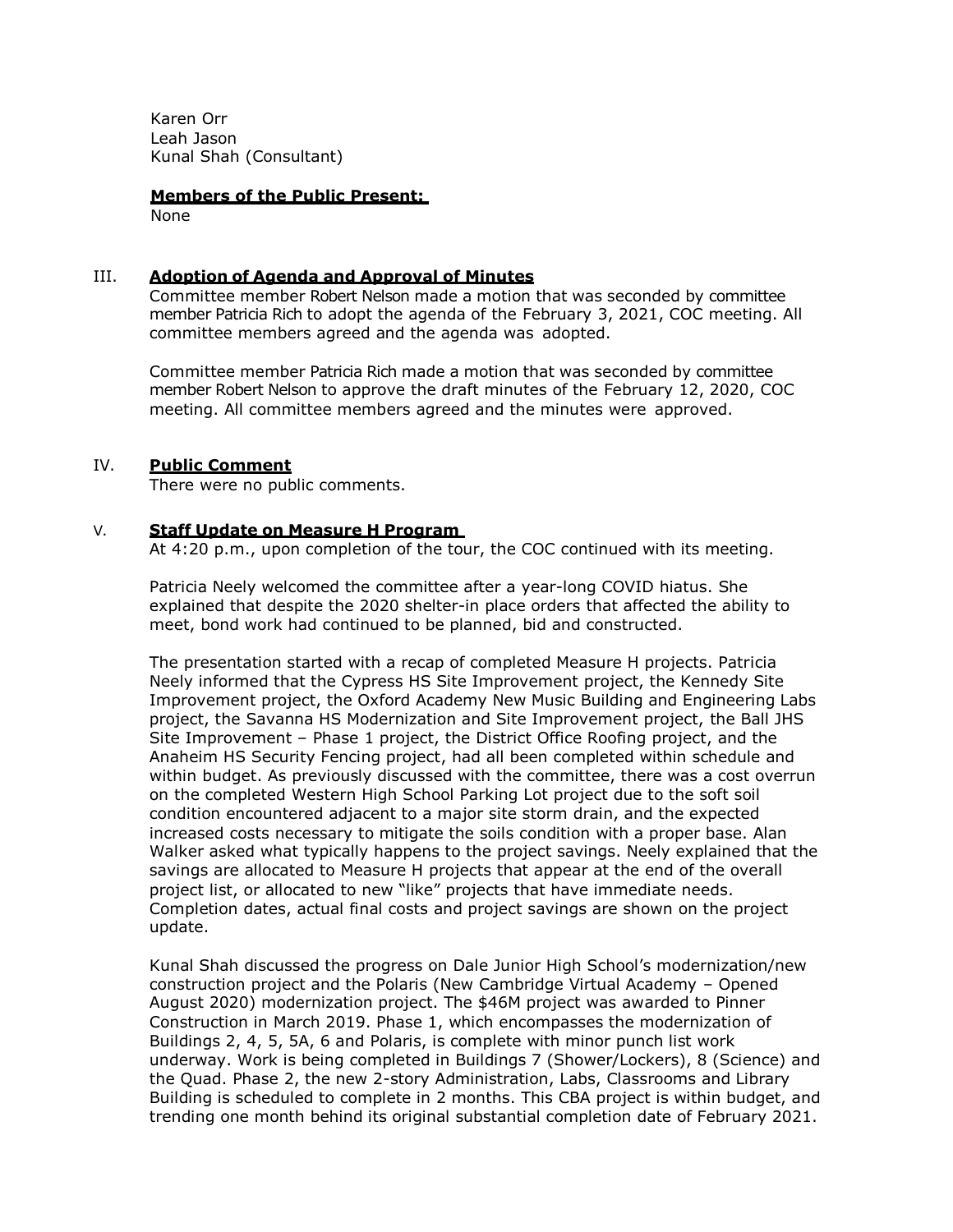Karen Orr
Leah Jason
Kunal Shah (Consultant)

**Members of the Public Present:**
None

## III. **Adoption of Agenda and Approval of Minutes**

Committee member Robert Nelson made a motion that was seconded by committee member Patricia Rich to adopt the agenda of the February 3, 2021, COC meeting. All committee members agreed and the agenda was adopted.

Committee member Patricia Rich made a motion that was seconded by committee member Robert Nelson to approve the draft minutes of the February 12, 2020, COC meeting. All committee members agreed and the minutes were approved.

## IV. **Public Comment**

There were no public comments.

## V. **Staff Update on Measure H Program**

At 4:20 p.m., upon completion of the tour, the COC continued with its meeting.

Patricia Neely welcomed the committee after a year-long COVID hiatus. She explained that despite the 2020 shelter-in place orders that affected the ability to meet, bond work had continued to be planned, bid and constructed.

The presentation started with a recap of completed Measure H projects. Patricia Neely informed that the Cypress HS Site Improvement project, the Kennedy Site Improvement project, the Oxford Academy New Music Building and Engineering Labs project, the Savanna HS Modernization and Site Improvement project, the Ball JHS Site Improvement – Phase 1 project, the District Office Roofing project, and the Anaheim HS Security Fencing project, had all been completed within schedule and within budget. As previously discussed with the committee, there was a cost overrun on the completed Western High School Parking Lot project due to the soft soil condition encountered adjacent to a major site storm drain, and the expected increased costs necessary to mitigate the soils condition with a proper base. Alan Walker asked what typically happens to the project savings. Neely explained that the savings are allocated to Measure H projects that appear at the end of the overall project list, or allocated to new "like" projects that have immediate needs. Completion dates, actual final costs and project savings are shown on the project update.

Kunal Shah discussed the progress on Dale Junior High School's modernization/new construction project and the Polaris (New Cambridge Virtual Academy – Opened August 2020) modernization project. The $46M project was awarded to Pinner Construction in March 2019. Phase 1, which encompasses the modernization of Buildings 2, 4, 5, 5A, 6 and Polaris, is complete with minor punch list work underway. Work is being completed in Buildings 7 (Shower/Lockers), 8 (Science) and the Quad. Phase 2, the new 2-story Administration, Labs, Classrooms and Library Building is scheduled to complete in 2 months. This CBA project is within budget, and trending one month behind its original substantial completion date of February 2021.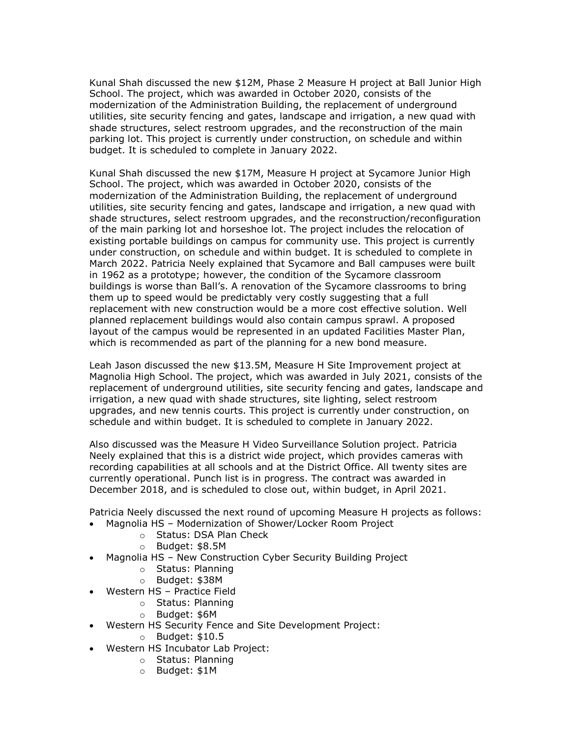Kunal Shah discussed the new $12M, Phase 2 Measure H project at Ball Junior High School. The project, which was awarded in October 2020, consists of the modernization of the Administration Building, the replacement of underground utilities, site security fencing and gates, landscape and irrigation, a new quad with shade structures, select restroom upgrades, and the reconstruction of the main parking lot. This project is currently under construction, on schedule and within budget. It is scheduled to complete in January 2022.

Kunal Shah discussed the new $17M, Measure H project at Sycamore Junior High School. The project, which was awarded in October 2020, consists of the modernization of the Administration Building, the replacement of underground utilities, site security fencing and gates, landscape and irrigation, a new quad with shade structures, select restroom upgrades, and the reconstruction/reconfiguration of the main parking lot and horseshoe lot. The project includes the relocation of existing portable buildings on campus for community use. This project is currently under construction, on schedule and within budget. It is scheduled to complete in March 2022. Patricia Neely explained that Sycamore and Ball campuses were built in 1962 as a prototype; however, the condition of the Sycamore classroom buildings is worse than Ball's. A renovation of the Sycamore classrooms to bring them up to speed would be predictably very costly suggesting that a full replacement with new construction would be a more cost effective solution. Well planned replacement buildings would also contain campus sprawl. A proposed layout of the campus would be represented in an updated Facilities Master Plan, which is recommended as part of the planning for a new bond measure.

Leah Jason discussed the new $13.5M, Measure H Site Improvement project at Magnolia High School. The project, which was awarded in July 2021, consists of the replacement of underground utilities, site security fencing and gates, landscape and irrigation, a new quad with shade structures, site lighting, select restroom upgrades, and new tennis courts. This project is currently under construction, on schedule and within budget. It is scheduled to complete in January 2022.

Also discussed was the Measure H Video Surveillance Solution project. Patricia Neely explained that this is a district wide project, which provides cameras with recording capabilities at all schools and at the District Office. All twenty sites are currently operational. Punch list is in progress. The contract was awarded in December 2018, and is scheduled to close out, within budget, in April 2021.

Patricia Neely discussed the next round of upcoming Measure H projects as follows:

- Magnolia HS – Modernization of Shower/Locker Room Project
  - Status: DSA Plan Check
  - Budget: $8.5M
- Magnolia HS – New Construction Cyber Security Building Project
  - Status: Planning
  - Budget: $38M
- Western HS – Practice Field
  - Status: Planning
  - Budget: $6M
- Western HS Security Fence and Site Development Project:
  - Budget: $10.5
- Western HS Incubator Lab Project:
  - Status: Planning
  - Budget: $1M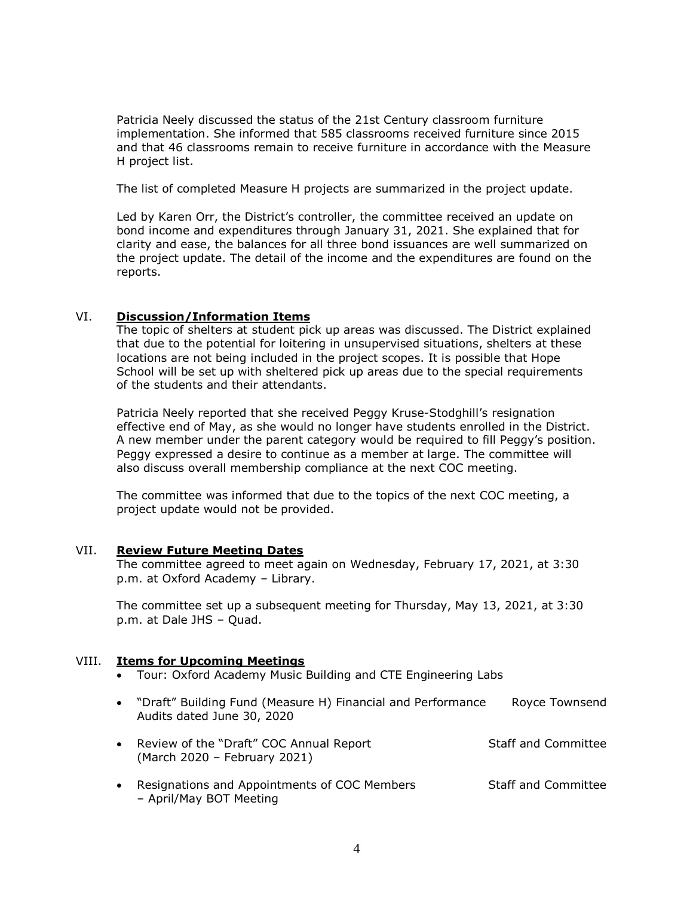Patricia Neely discussed the status of the 21st Century classroom furniture implementation. She informed that 585 classrooms received furniture since 2015 and that 46 classrooms remain to receive furniture in accordance with the Measure H project list.

The list of completed Measure H projects are summarized in the project update.

Led by Karen Orr, the District's controller, the committee received an update on bond income and expenditures through January 31, 2021. She explained that for clarity and ease, the balances for all three bond issuances are well summarized on the project update. The detail of the income and the expenditures are found on the reports.

## VI. **Discussion/Information Items**

The topic of shelters at student pick up areas was discussed. The District explained that due to the potential for loitering in unsupervised situations, shelters at these locations are not being included in the project scopes. It is possible that Hope School will be set up with sheltered pick up areas due to the special requirements of the students and their attendants.

Patricia Neely reported that she received Peggy Kruse-Stodghill's resignation effective end of May, as she would no longer have students enrolled in the District. A new member under the parent category would be required to fill Peggy's position. Peggy expressed a desire to continue as a member at large. The committee will also discuss overall membership compliance at the next COC meeting.

The committee was informed that due to the topics of the next COC meeting, a project update would not be provided.

## VII. **Review Future Meeting Dates**

The committee agreed to meet again on Wednesday, February 17, 2021, at 3:30 p.m. at Oxford Academy – Library.

The committee set up a subsequent meeting for Thursday, May 13, 2021, at 3:30 p.m. at Dale JHS – Quad.

## VIII. **Items for Upcoming Meetings**

- Tour: Oxford Academy Music Building and CTE Engineering Labs
- "Draft" Building Fund (Measure H) Financial and Performance Audits dated June 30, 2020 — Royce Townsend
- Review of the "Draft" COC Annual Report (March 2020 – February 2021) — Staff and Committee
- Resignations and Appointments of COC Members – April/May BOT Meeting — Staff and Committee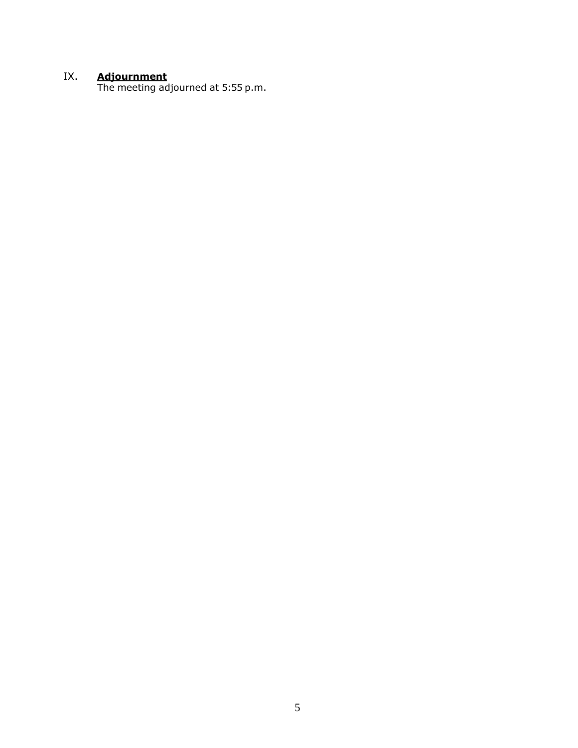IX. **Adjournment**

The meeting adjourned at 5:55 p.m.